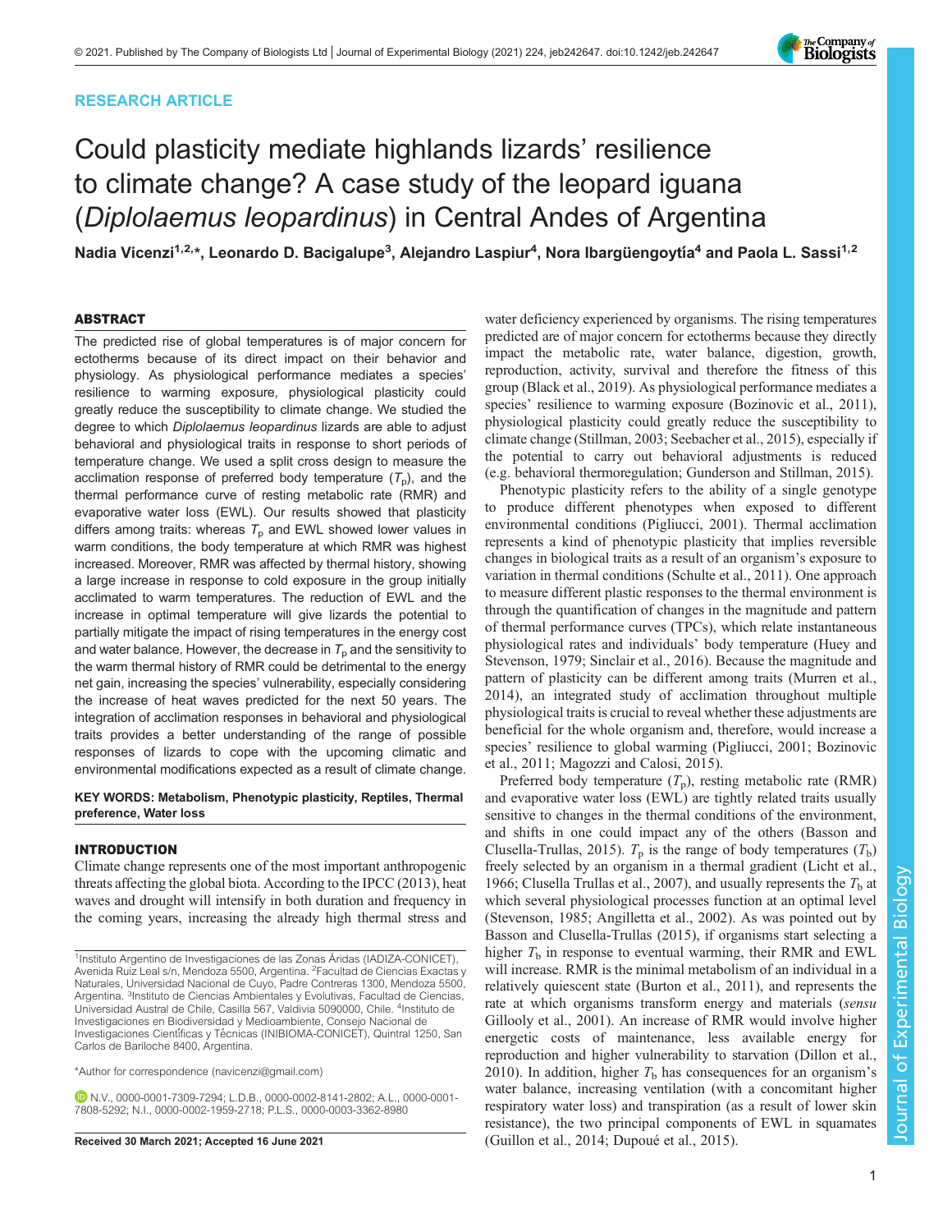RESEARCH ARTICLE

# Could plasticity mediate highlands lizards' resilience to climate change? A case study of the leopard iguana (*Diplolaemus leopardinus*) in Central Andes of Argentina

**Nadia Vicenzi[1,2,*], Leonardo D. Bacigalupe[3], Alejandro Laspiur[4], Nora Ibargüengoytía[4] and Paola L. Sassi[1,2]**

## ABSTRACT

The predicted rise of global temperatures is of major concern for ectotherms because of its direct impact on their behavior and physiology. As physiological performance mediates a species' resilience to warming exposure, physiological plasticity could greatly reduce the susceptibility to climate change. We studied the degree to which *Diplolaemus leopardinus* lizards are able to adjust behavioral and physiological traits in response to short periods of temperature change. We used a split cross design to measure the acclimation response of preferred body temperature ($T_p$), and the thermal performance curve of resting metabolic rate (RMR) and evaporative water loss (EWL). Our results showed that plasticity differs among traits: whereas $T_p$ and EWL showed lower values in warm conditions, the body temperature at which RMR was highest increased. Moreover, RMR was affected by thermal history, showing a large increase in response to cold exposure in the group initially acclimated to warm temperatures. The reduction of EWL and the increase in optimal temperature will give lizards the potential to partially mitigate the impact of rising temperatures in the energy cost and water balance. However, the decrease in $T_p$ and the sensitivity to the warm thermal history of RMR could be detrimental to the energy net gain, increasing the species' vulnerability, especially considering the increase of heat waves predicted for the next 50 years. The integration of acclimation responses in behavioral and physiological traits provides a better understanding of the range of possible responses of lizards to cope with the upcoming climatic and environmental modifications expected as a result of climate change.

**KEY WORDS: Metabolism, Phenotypic plasticity, Reptiles, Thermal preference, Water loss**

## INTRODUCTION

Climate change represents one of the most important anthropogenic threats affecting the global biota. According to the IPCC (2013), heat waves and drought will intensify in both duration and frequency in the coming years, increasing the already high thermal stress and water deficiency experienced by organisms. The rising temperatures predicted are of major concern for ectotherms because they directly impact the metabolic rate, water balance, digestion, growth, reproduction, activity, survival and therefore the fitness of this group (Black et al., 2019). As physiological performance mediates a species' resilience to warming exposure (Bozinovic et al., 2011), physiological plasticity could greatly reduce the susceptibility to climate change (Stillman, 2003; Seebacher et al., 2015), especially if the potential to carry out behavioral adjustments is reduced (e.g. behavioral thermoregulation; Gunderson and Stillman, 2015).

Phenotypic plasticity refers to the ability of a single genotype to produce different phenotypes when exposed to different environmental conditions (Pigliucci, 2001). Thermal acclimation represents a kind of phenotypic plasticity that implies reversible changes in biological traits as a result of an organism's exposure to variation in thermal conditions (Schulte et al., 2011). One approach to measure different plastic responses to the thermal environment is through the quantification of changes in the magnitude and pattern of thermal performance curves (TPCs), which relate instantaneous physiological rates and individuals' body temperature (Huey and Stevenson, 1979; Sinclair et al., 2016). Because the magnitude and pattern of plasticity can be different among traits (Murren et al., 2014), an integrated study of acclimation throughout multiple physiological traits is crucial to reveal whether these adjustments are beneficial for the whole organism and, therefore, would increase a species' resilience to global warming (Pigliucci, 2001; Bozinovic et al., 2011; Magozzi and Calosi, 2015).

Preferred body temperature ($T_p$), resting metabolic rate (RMR) and evaporative water loss (EWL) are tightly related traits usually sensitive to changes in the thermal conditions of the environment, and shifts in one could impact any of the others (Basson and Clusella-Trullas, 2015). $T_p$ is the range of body temperatures ($T_b$) freely selected by an organism in a thermal gradient (Licht et al., 1966; Clusella Trullas et al., 2007), and usually represents the $T_b$ at which several physiological processes function at an optimal level (Stevenson, 1985; Angilletta et al., 2002). As was pointed out by Basson and Clusella-Trullas (2015), if organisms start selecting a higher $T_b$ in response to eventual warming, their RMR and EWL will increase. RMR is the minimal metabolism of an individual in a relatively quiescent state (Burton et al., 2011), and represents the rate at which organisms transform energy and materials (*sensu* Gillooly et al., 2001). An increase of RMR would involve higher energetic costs of maintenance, less available energy for reproduction and higher vulnerability to starvation (Dillon et al., 2010). In addition, higher $T_b$ has consequences for an organism's water balance, increasing ventilation (with a concomitant higher respiratory water loss) and transpiration (as a result of lower skin resistance), the two principal components of EWL in squamates (Guillon et al., 2014; Dupoué et al., 2015).

[1]Instituto Argentino de Investigaciones de las Zonas Áridas (IADIZA-CONICET), Avenida Ruiz Leal s/n, Mendoza 5500, Argentina. [2]Facultad de Ciencias Exactas y Naturales, Universidad Nacional de Cuyo, Padre Contreras 1300, Mendoza 5500, Argentina. [3]Instituto de Ciencias Ambientales y Evolutivas, Facultad de Ciencias, Universidad Austral de Chile, Casilla 567, Valdivia 5090000, Chile. [4]Instituto de Investigaciones en Biodiversidad y Medioambiente, Consejo Nacional de Investigaciones Científicas y Técnicas (INIBIOMA-CONICET), Quintral 1250, San Carlos de Bariloche 8400, Argentina.

*Author for correspondence (navicenzi@gmail.com)

N.V., 0000-0001-7309-7294; L.D.B., 0000-0002-8141-2802; A.L., 0000-0001-7808-5292; N.I., 0000-0002-1959-2718; P.L.S., 0000-0003-3362-8980

**Received 30 March 2021; Accepted 16 June 2021**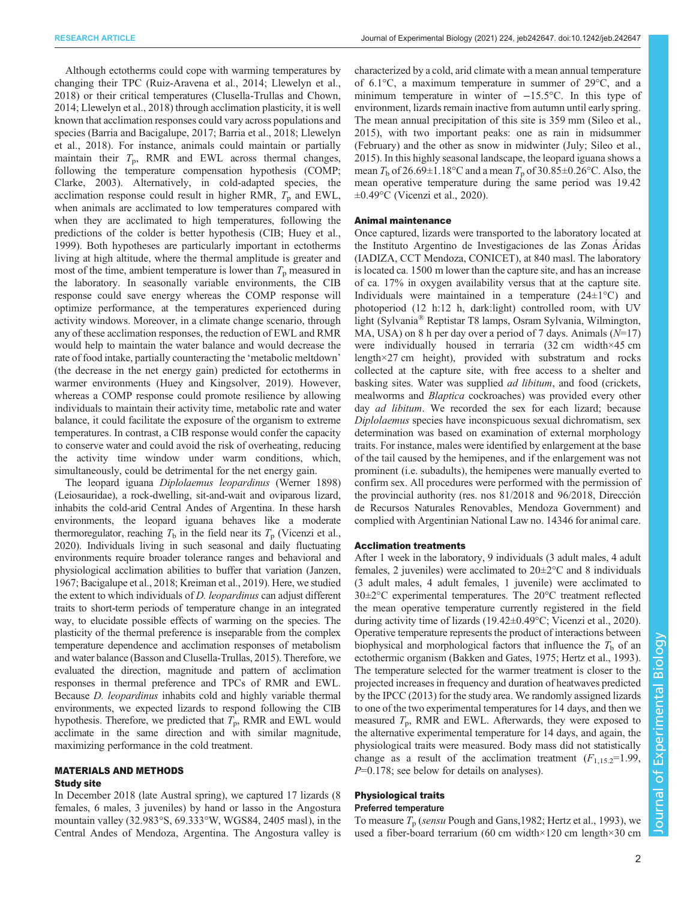Although ectotherms could cope with warming temperatures by changing their TPC (Ruiz-Aravena et al., 2014; Llewelyn et al., 2018) or their critical temperatures (Clusella-Trullas and Chown, 2014; Llewelyn et al., 2018) through acclimation plasticity, it is well known that acclimation responses could vary across populations and species (Barria and Bacigalupe, 2017; Barria et al., 2018; Llewelyn et al., 2018). For instance, animals could maintain or partially maintain their $T_p$, RMR and EWL across thermal changes, following the temperature compensation hypothesis (COMP; Clarke, 2003). Alternatively, in cold-adapted species, the acclimation response could result in higher RMR, $T_p$ and EWL, when animals are acclimated to low temperatures compared with when they are acclimated to high temperatures, following the predictions of the colder is better hypothesis (CIB; Huey et al., 1999). Both hypotheses are particularly important in ectotherms living at high altitude, where the thermal amplitude is greater and most of the time, ambient temperature is lower than $T_p$ measured in the laboratory. In seasonally variable environments, the CIB response could save energy whereas the COMP response will optimize performance, at the temperatures experienced during activity windows. Moreover, in a climate change scenario, through any of these acclimation responses, the reduction of EWL and RMR would help to maintain the water balance and would decrease the rate of food intake, partially counteracting the 'metabolic meltdown' (the decrease in the net energy gain) predicted for ectotherms in warmer environments (Huey and Kingsolver, 2019). However, whereas a COMP response could promote resilience by allowing individuals to maintain their activity time, metabolic rate and water balance, it could facilitate the exposure of the organism to extreme temperatures. In contrast, a CIB response would confer the capacity to conserve water and could avoid the risk of overheating, reducing the activity time window under warm conditions, which, simultaneously, could be detrimental for the net energy gain.

The leopard iguana *Diplolaemus leopardinus* (Werner 1898) (Leiosauridae), a rock-dwelling, sit-and-wait and oviparous lizard, inhabits the cold-arid Central Andes of Argentina. In these harsh environments, the leopard iguana behaves like a moderate thermoregulator, reaching $T_b$ in the field near its $T_p$ (Vicenzi et al., 2020). Individuals living in such seasonal and daily fluctuating environments require broader tolerance ranges and behavioral and physiological acclimation abilities to buffer that variation (Janzen, 1967; Bacigalupe et al., 2018; Kreiman et al., 2019). Here, we studied the extent to which individuals of *D. leopardinus* can adjust different traits to short-term periods of temperature change in an integrated way, to elucidate possible effects of warming on the species. The plasticity of the thermal preference is inseparable from the complex temperature dependence and acclimation responses of metabolism and water balance (Basson and Clusella-Trullas, 2015). Therefore, we evaluated the direction, magnitude and pattern of acclimation responses in thermal preference and TPCs of RMR and EWL. Because *D. leopardinus* inhabits cold and highly variable thermal environments, we expected lizards to respond following the CIB hypothesis. Therefore, we predicted that $T_p$, RMR and EWL would acclimate in the same direction and with similar magnitude, maximizing performance in the cold treatment.

## MATERIALS AND METHODS

### Study site

In December 2018 (late Austral spring), we captured 17 lizards (8 females, 6 males, 3 juveniles) by hand or lasso in the Angostura mountain valley (32.983°S, 69.333°W, WGS84, 2405 masl), in the Central Andes of Mendoza, Argentina. The Angostura valley is characterized by a cold, arid climate with a mean annual temperature of 6.1°C, a maximum temperature in summer of 29°C, and a minimum temperature in winter of −15.5°C. In this type of environment, lizards remain inactive from autumn until early spring. The mean annual precipitation of this site is 359 mm (Sileo et al., 2015), with two important peaks: one as rain in midsummer (February) and the other as snow in midwinter (July; Sileo et al., 2015). In this highly seasonal landscape, the leopard iguana shows a mean $T_b$ of 26.69±1.18°C and a mean $T_p$ of 30.85±0.26°C. Also, the mean operative temperature during the same period was 19.42 ±0.49°C (Vicenzi et al., 2020).

### Animal maintenance

Once captured, lizards were transported to the laboratory located at the Instituto Argentino de Investigaciones de las Zonas Áridas (IADIZA, CCT Mendoza, CONICET), at 840 masl. The laboratory is located ca. 1500 m lower than the capture site, and has an increase of ca. 17% in oxygen availability versus that at the capture site. Individuals were maintained in a temperature (24±1°C) and photoperiod (12 h:12 h, dark:light) controlled room, with UV light (Sylvania® Reptistar T8 lamps, Osram Sylvania, Wilmington, MA, USA) on 8 h per day over a period of 7 days. Animals ($N$=17) were individually housed in terraria (32 cm width×45 cm length×27 cm height), provided with substratum and rocks collected at the capture site, with free access to a shelter and basking sites. Water was supplied *ad libitum*, and food (crickets, mealworms and *Blaptica* cockroaches) was provided every other day *ad libitum*. We recorded the sex for each lizard; because *Diplolaemus* species have inconspicuous sexual dichromatism, sex determination was based on examination of external morphology traits. For instance, males were identified by enlargement at the base of the tail caused by the hemipenes, and if the enlargement was not prominent (i.e. subadults), the hemipenes were manually everted to confirm sex. All procedures were performed with the permission of the provincial authority (res. nos 81/2018 and 96/2018, Dirección de Recursos Naturales Renovables, Mendoza Government) and complied with Argentinian National Law no. 14346 for animal care.

### Acclimation treatments

After 1 week in the laboratory, 9 individuals (3 adult males, 4 adult females, 2 juveniles) were acclimated to 20±2°C and 8 individuals (3 adult males, 4 adult females, 1 juvenile) were acclimated to 30±2°C experimental temperatures. The 20°C treatment reflected the mean operative temperature currently registered in the field during activity time of lizards (19.42±0.49°C; Vicenzi et al., 2020). Operative temperature represents the product of interactions between biophysical and morphological factors that influence the $T_b$ of an ectothermic organism (Bakken and Gates, 1975; Hertz et al., 1993). The temperature selected for the warmer treatment is closer to the projected increases in frequency and duration of heatwaves predicted by the IPCC (2013) for the study area. We randomly assigned lizards to one of the two experimental temperatures for 14 days, and then we measured $T_p$, RMR and EWL. Afterwards, they were exposed to the alternative experimental temperature for 14 days, and again, the physiological traits were measured. Body mass did not statistically change as a result of the acclimation treatment ($F_{1,15.2}$=1.99, $P$=0.178; see below for details on analyses).

## Physiological traits

### Preferred temperature

To measure $T_p$ (*sensu* Pough and Gans,1982; Hertz et al., 1993), we used a fiber-board terrarium (60 cm width×120 cm length×30 cm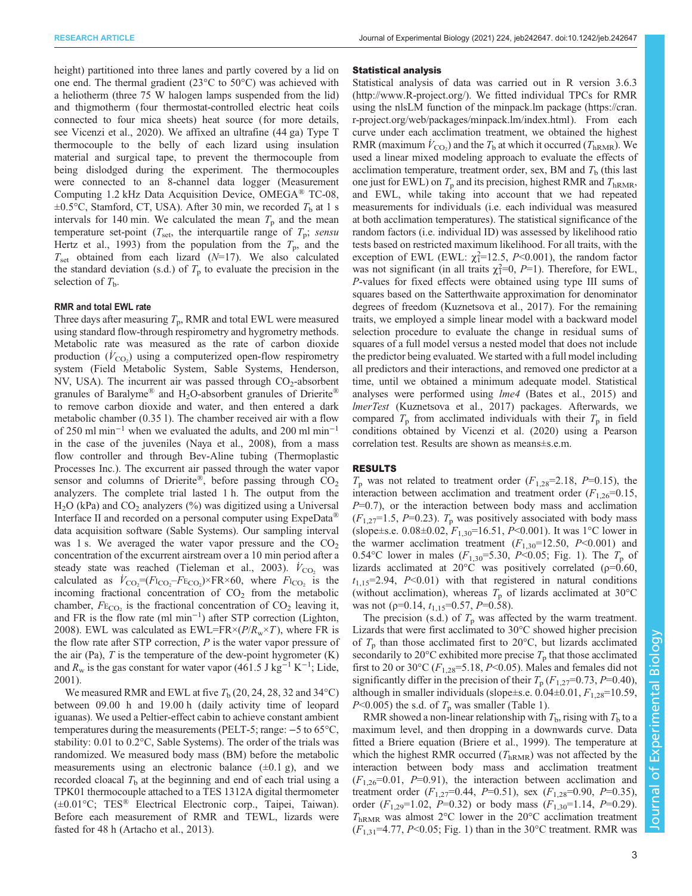height) partitioned into three lanes and partly covered by a lid on one end. The thermal gradient (23°C to 50°C) was achieved with a heliotherm (three 75 W halogen lamps suspended from the lid) and thigmotherm (four thermostat-controlled electric heat coils connected to four mica sheets) heat source (for more details, see Vicenzi et al., 2020). We affixed an ultrafine (44 ga) Type T thermocouple to the belly of each lizard using insulation material and surgical tape, to prevent the thermocouple from being dislodged during the experiment. The thermocouples were connected to an 8-channel data logger (Measurement Computing 1.2 kHz Data Acquisition Device, OMEGA® TC-08, ±0.5°C, Stamford, CT, USA). After 30 min, we recorded $T_b$ at 1 s intervals for 140 min. We calculated the mean $T_p$ and the mean temperature set-point ($T_{set}$, the interquartile range of $T_p$; *sensu* Hertz et al., 1993) from the population from the $T_p$, and the $T_{set}$ obtained from each lizard ($N$=17). We also calculated the standard deviation (s.d.) of $T_p$ to evaluate the precision in the selection of $T_b$.

### RMR and total EWL rate

Three days after measuring $T_p$, RMR and total EWL were measured using standard flow-through respirometry and hygrometry methods. Metabolic rate was measured as the rate of carbon dioxide production ($\dot{V}_{CO_2}$) using a computerized open-flow respirometry system (Field Metabolic System, Sable Systems, Henderson, NV, USA). The incurrent air was passed through $CO_2$-absorbent granules of Baralyme® and $H_2O$-absorbent granules of Drierite® to remove carbon dioxide and water, and then entered a dark metabolic chamber (0.35 l). The chamber received air with a flow of 250 ml min$^{-1}$ when we evaluated the adults, and 200 ml min$^{-1}$ in the case of the juveniles (Naya et al., 2008), from a mass flow controller and through Bev-Aline tubing (Thermoplastic Processes Inc.). The excurrent air passed through the water vapor sensor and columns of Drierite®, before passing through $CO_2$ analyzers. The complete trial lasted 1 h. The output from the $H_2O$ (kPa) and $CO_2$ analyzers (%) was digitized using a Universal Interface II and recorded on a personal computer using ExpeData® data acquisition software (Sable Systems). Our sampling interval was 1 s. We averaged the water vapor pressure and the $CO_2$ concentration of the excurrent airstream over a 10 min period after a steady state was reached (Tieleman et al., 2003). $\dot{V}_{CO_2}$ was calculated as $\dot{V}_{CO_2}=(F\mathrm{I}_{CO_2}-F\mathrm{E}_{CO_2})\times \mathrm{FR}\times 60$, where $F\mathrm{I}_{CO_2}$ is the incoming fractional concentration of $CO_2$ from the metabolic chamber, $F\mathrm{E}_{CO_2}$ is the fractional concentration of $CO_2$ leaving it, and FR is the flow rate (ml min$^{-1}$) after STP correction (Lighton, 2008). EWL was calculated as $\mathrm{EWL}=\mathrm{FR}\times(P/R_w\times T)$, where FR is the flow rate after STP correction, $P$ is the water vapor pressure of the air (Pa), $T$ is the temperature of the dew-point hygrometer (K) and $R_w$ is the gas constant for water vapor (461.5 J kg$^{-1}$ K$^{-1}$; Lide, 2001).

We measured RMR and EWL at five $T_b$ (20, 24, 28, 32 and 34°C) between 09.00 h and 19.00 h (daily activity time of leopard iguanas). We used a Peltier-effect cabin to achieve constant ambient temperatures during the measurements (PELT-5; range: −5 to 65°C, stability: 0.01 to 0.2°C, Sable Systems). The order of the trials was randomized. We measured body mass (BM) before the metabolic measurements using an electronic balance (±0.1 g), and we recorded cloacal $T_b$ at the beginning and end of each trial using a TPK01 thermocouple attached to a TES 1312A digital thermometer (±0.01°C; TES® Electrical Electronic corp., Taipei, Taiwan). Before each measurement of RMR and TEWL, lizards were fasted for 48 h (Artacho et al., 2013).

### Statistical analysis

Statistical analysis of data was carried out in R version 3.6.3 (http://www.R-project.org/). We fitted individual TPCs for RMR using the nlsLM function of the minpack.lm package (https://cran.r-project.org/web/packages/minpack.lm/index.html). From each curve under each acclimation treatment, we obtained the highest RMR (maximum $\dot{V}_{CO_2}$) and the $T_b$ at which it occurred ($T_{hRMR}$). We used a linear mixed modeling approach to evaluate the effects of acclimation temperature, treatment order, sex, BM and $T_b$ (this last one just for EWL) on $T_p$ and its precision, highest RMR and $T_{hRMR}$, and EWL, while taking into account that we had repeated measurements for individuals (i.e. each individual was measured at both acclimation temperatures). The statistical significance of the random factors (i.e. individual ID) was assessed by likelihood ratio tests based on restricted maximum likelihood. For all traits, with the exception of EWL (EWL: $\chi^2_1$=12.5, $P$<0.001), the random factor was not significant (in all traits $\chi^2_1$=0, $P$=1). Therefore, for EWL, $P$-values for fixed effects were obtained using type III sums of squares based on the Satterthwaite approximation for denominator degrees of freedom (Kuznetsova et al., 2017). For the remaining traits, we employed a simple linear model with a backward model selection procedure to evaluate the change in residual sums of squares of a full model versus a nested model that does not include the predictor being evaluated. We started with a full model including all predictors and their interactions, and removed one predictor at a time, until we obtained a minimum adequate model. Statistical analyses were performed using *lme4* (Bates et al., 2015) and *lmerTest* (Kuznetsova et al., 2017) packages. Afterwards, we compared $T_p$ from acclimated individuals with their $T_p$ in field conditions obtained by Vicenzi et al. (2020) using a Pearson correlation test. Results are shown as means±s.e.m.

## RESULTS

$T_p$ was not related to treatment order ($F_{1,28}$=2.18, $P$=0.15), the interaction between acclimation and treatment order ($F_{1,26}$=0.15, $P$=0.7), or the interaction between body mass and acclimation ($F_{1,27}$=1.5, $P$=0.23). $T_p$ was positively associated with body mass (slope±s.e. 0.08±0.02, $F_{1,30}$=16.51, $P$<0.001). It was 1°C lower in the warmer acclimation treatment ($F_{1,30}$=12.50, $P$<0.001) and 0.54°C lower in males ($F_{1,30}$=5.30, $P$<0.05; Fig. 1). The $T_p$ of lizards acclimated at 20°C was positively correlated (ρ=0.60, $t_{1,15}$=2.94, $P$<0.01) with that registered in natural conditions (without acclimation), whereas $T_p$ of lizards acclimated at 30°C was not (ρ=0.14, $t_{1,15}$=0.57, $P$=0.58).

The precision (s.d.) of $T_p$ was affected by the warm treatment. Lizards that were first acclimated to 30°C showed higher precision of $T_p$ than those acclimated first to 20°C, but lizards acclimated secondarily to 20°C exhibited more precise $T_p$ that those acclimated first to 20 or 30°C ($F_{1,28}$=5.18, $P$<0.05). Males and females did not significantly differ in the precision of their $T_p$ ($F_{1,27}$=0.73, $P$=0.40), although in smaller individuals (slope±s.e. 0.04±0.01, $F_{1,28}$=10.59, $P$<0.005) the s.d. of $T_p$ was smaller (Table 1).

RMR showed a non-linear relationship with $T_b$, rising with $T_b$ to a maximum level, and then dropping in a downwards curve. Data fitted a Briere equation (Briere et al., 1999). The temperature at which the highest RMR occurred ($T_{hRMR}$) was not affected by the interaction between body mass and acclimation treatment ($F_{1,26}$=0.01, $P$=0.91), the interaction between acclimation and treatment order ($F_{1,27}$=0.44, $P$=0.51), sex ($F_{1,28}$=0.90, $P$=0.35), order ($F_{1,29}$=1.02, $P$=0.32) or body mass ($F_{1,30}$=1.14, $P$=0.29). $T_{hRMR}$ was almost 2°C lower in the 20°C acclimation treatment ($F_{1,31}$=4.77, $P$<0.05; Fig. 1) than in the 30°C treatment. RMR was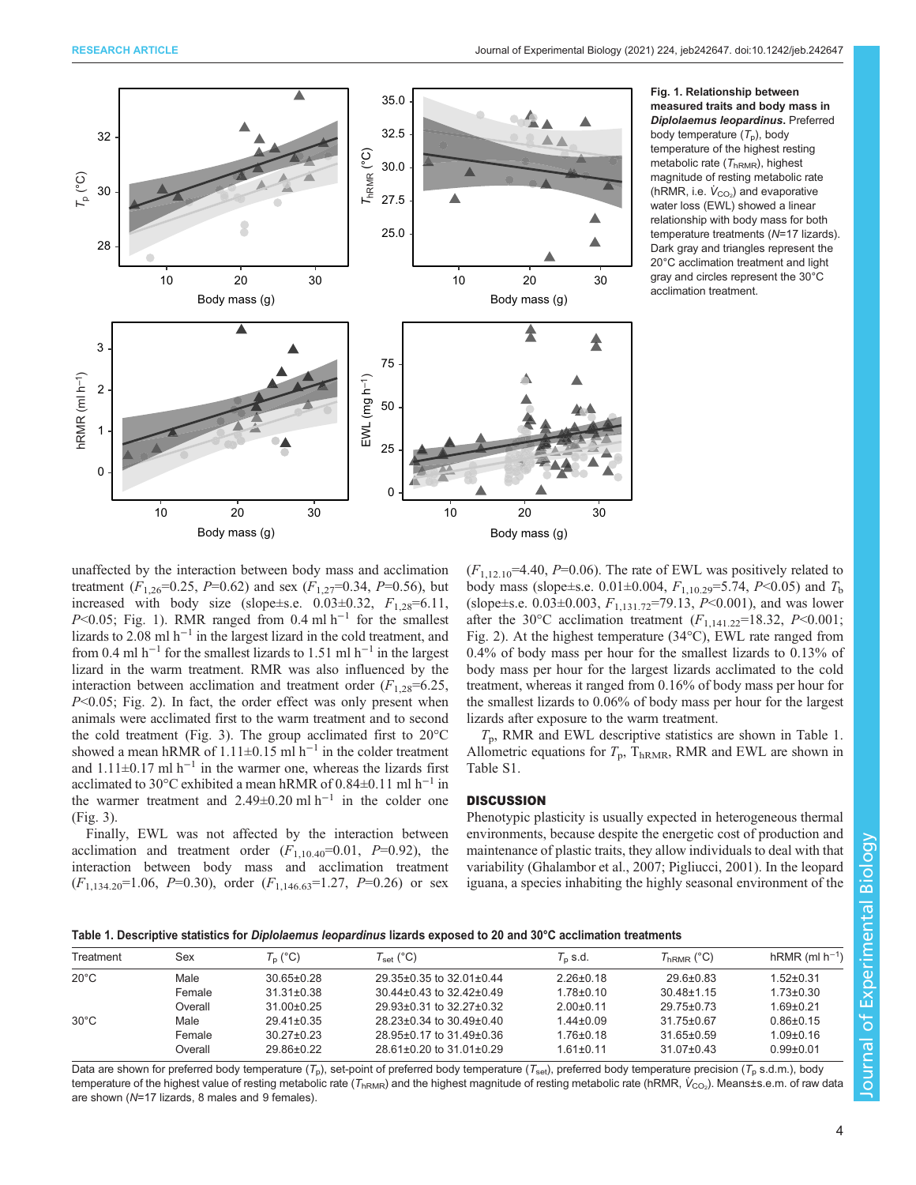**Fig. 1. Relationship between measured traits and body mass in *Diplolaemus leopardinus*.** Preferred body temperature ($T_p$), body temperature of the highest resting metabolic rate ($T_{hRMR}$), highest magnitude of resting metabolic rate (hRMR, i.e. $\dot{V}_{CO_2}$) and evaporative water loss (EWL) showed a linear relationship with body mass for both temperature treatments ($N$=17 lizards). Dark gray and triangles represent the 20°C acclimation treatment and light gray and circles represent the 30°C acclimation treatment.

unaffected by the interaction between body mass and acclimation treatment ($F_{1,26}$=0.25, $P$=0.62) and sex ($F_{1,27}$=0.34, $P$=0.56), but increased with body size (slope±s.e. 0.03±0.32, $F_{1,28}$=6.11, $P$<0.05; Fig. 1). RMR ranged from 0.4 ml h$^{-1}$ for the smallest lizards to 2.08 ml h$^{-1}$ in the largest lizard in the cold treatment, and from 0.4 ml h$^{-1}$ for the smallest lizards to 1.51 ml h$^{-1}$ in the largest lizard in the warm treatment. RMR was also influenced by the interaction between acclimation and treatment order ($F_{1,28}$=6.25, $P$<0.05; Fig. 2). In fact, the order effect was only present when animals were acclimated first to the warm treatment and to second the cold treatment (Fig. 3). The group acclimated first to 20°C showed a mean hRMR of 1.11±0.15 ml h$^{-1}$ in the colder treatment and 1.11±0.17 ml h$^{-1}$ in the warmer one, whereas the lizards first acclimated to 30°C exhibited a mean hRMR of 0.84±0.11 ml h$^{-1}$ in the warmer treatment and 2.49±0.20 ml h$^{-1}$ in the colder one (Fig. 3).

Finally, EWL was not affected by the interaction between acclimation and treatment order ($F_{1,10.40}$=0.01, $P$=0.92), the interaction between body mass and acclimation treatment ($F_{1,134.20}$=1.06, $P$=0.30), order ($F_{1,146.63}$=1.27, $P$=0.26) or sex ($F_{1,12.10}$=4.40, $P$=0.06). The rate of EWL was positively related to body mass (slope±s.e. 0.01±0.004, $F_{1,10.29}$=5.74, $P$<0.05) and $T_b$ (slope±s.e. 0.03±0.003, $F_{1,131.72}$=79.13, $P$<0.001), and was lower after the 30°C acclimation treatment ($F_{1,141.22}$=18.32, $P$<0.001; Fig. 2). At the highest temperature (34°C), EWL rate ranged from 0.4% of body mass per hour for the smallest lizards to 0.13% of body mass per hour for the largest lizards acclimated to the cold treatment, whereas it ranged from 0.16% of body mass per hour for the smallest lizards to 0.06% of body mass per hour for the largest lizards after exposure to the warm treatment.

$T_p$, RMR and EWL descriptive statistics are shown in Table 1. Allometric equations for $T_p$, $T_{hRMR}$, RMR and EWL are shown in Table S1.

## DISCUSSION

Phenotypic plasticity is usually expected in heterogeneous thermal environments, because despite the energetic cost of production and maintenance of plastic traits, they allow individuals to deal with that variability (Ghalambor et al., 2007; Pigliucci, 2001). In the leopard iguana, a species inhabiting the highly seasonal environment of the

**Table 1. Descriptive statistics for *Diplolaemus leopardinus* lizards exposed to 20 and 30°C acclimation treatments**

| Treatment | Sex | $T_p$ (°C) | $T_{set}$ (°C) | $T_p$ s.d. | $T_{hRMR}$ (°C) | hRMR (ml h$^{-1}$) |
|---|---|---|---|---|---|---|
| 20°C | Male | 30.65±0.28 | 29.35±0.35 to 32.01±0.44 | 2.26±0.18 | 29.6±0.83 | 1.52±0.31 |
| | Female | 31.31±0.38 | 30.44±0.43 to 32.42±0.49 | 1.78±0.10 | 30.48±1.15 | 1.73±0.30 |
| | Overall | 31.00±0.25 | 29.93±0.31 to 32.27±0.32 | 2.00±0.11 | 29.75±0.73 | 1.69±0.21 |
| 30°C | Male | 29.41±0.35 | 28.23±0.34 to 30.49±0.40 | 1.44±0.09 | 31.75±0.67 | 0.86±0.15 |
| | Female | 30.27±0.23 | 28.95±0.17 to 31.49±0.36 | 1.76±0.18 | 31.65±0.59 | 1.09±0.16 |
| | Overall | 29.86±0.22 | 28.61±0.20 to 31.01±0.29 | 1.61±0.11 | 31.07±0.43 | 0.99±0.01 |

Data are shown for preferred body temperature ($T_p$), set-point of preferred body temperature ($T_{set}$), preferred body temperature precision ($T_p$ s.d.m.), body temperature of the highest value of resting metabolic rate ($T_{hRMR}$) and the highest magnitude of resting metabolic rate (hRMR, $\dot{V}_{CO_2}$). Means±s.e.m. of raw data are shown ($N$=17 lizards, 8 males and 9 females).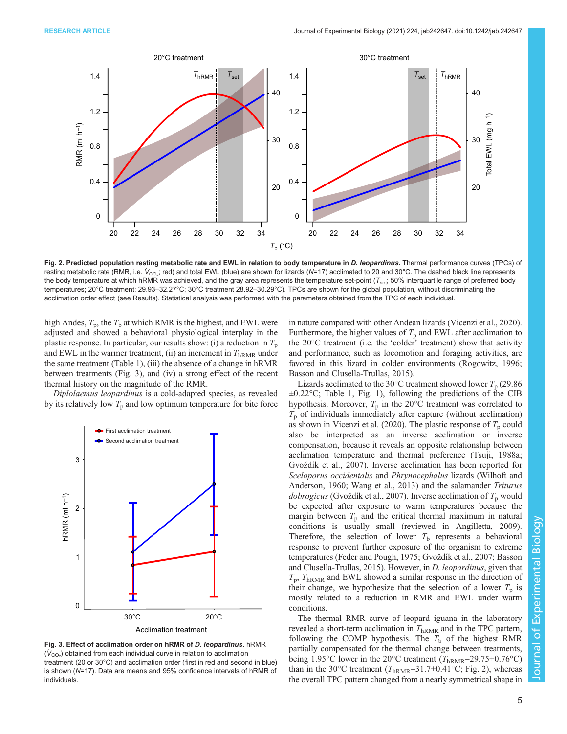**Fig. 2. Predicted population resting metabolic rate and EWL in relation to body temperature in *D. leopardinus*.** Thermal performance curves (TPCs) of resting metabolic rate (RMR, i.e. $\dot{V}_{CO_2}$; red) and total EWL (blue) are shown for lizards ($N$=17) acclimated to 20 and 30°C. The dashed black line represents the body temperature at which hRMR was achieved, and the gray area represents the temperature set-point ($T_{set}$; 50% interquartile range of preferred body temperatures; 20°C treatment: 29.93–32.27°C; 30°C treatment 28.92–30.29°C). TPCs are shown for the global population, without discriminating the acclimation order effect (see Results). Statistical analysis was performed with the parameters obtained from the TPC of each individual.

high Andes, $T_p$, the $T_b$ at which RMR is the highest, and EWL were adjusted and showed a behavioral–physiological interplay in the plastic response. In particular, our results show: (i) a reduction in $T_p$ and EWL in the warmer treatment, (ii) an increment in $T_{hRMR}$ under the same treatment (Table 1), (iii) the absence of a change in hRMR between treatments (Fig. 3), and (iv) a strong effect of the recent thermal history on the magnitude of the RMR.

*Diplolaemus leopardinus* is a cold-adapted species, as revealed by its relatively low $T_p$ and low optimum temperature for bite force in nature compared with other Andean lizards (Vicenzi et al., 2020). Furthermore, the higher values of $T_p$ and EWL after acclimation to the 20°C treatment (i.e. the 'colder' treatment) show that activity and performance, such as locomotion and foraging activities, are favored in this lizard in colder environments (Rogowitz, 1996; Basson and Clusella-Trullas, 2015).

**Fig. 3. Effect of acclimation order on hRMR of *D. leopardinus*.** hRMR ($\dot{V}_{CO_2}$) obtained from each individual curve in relation to acclimation treatment (20 or 30°C) and acclimation order (first in red and second in blue) is shown ($N$=17). Data are means and 95% confidence intervals of hRMR of individuals.

Lizards acclimated to the 30°C treatment showed lower $T_p$ (29.86 ±0.22°C; Table 1, Fig. 1), following the predictions of the CIB hypothesis. Moreover, $T_p$ in the 20°C treatment was correlated to $T_p$ of individuals immediately after capture (without acclimation) as shown in Vicenzi et al. (2020). The plastic response of $T_p$ could also be interpreted as an inverse acclimation or inverse compensation, because it reveals an opposite relationship between acclimation temperature and thermal preference (Tsuji, 1988a; Gvoždík et al., 2007). Inverse acclimation has been reported for *Sceloporus occidentalis* and *Phrynocephalus* lizards (Wilhoft and Anderson, 1960; Wang et al., 2013) and the salamander *Triturus dobrogicus* (Gvoždík et al., 2007). Inverse acclimation of $T_p$ would be expected after exposure to warm temperatures because the margin between $T_p$ and the critical thermal maximum in natural conditions is usually small (reviewed in Angilletta, 2009). Therefore, the selection of lower $T_b$ represents a behavioral response to prevent further exposure of the organism to extreme temperatures (Feder and Pough, 1975; Gvoždík et al., 2007; Basson and Clusella-Trullas, 2015). However, in *D. leopardinus*, given that $T_p$, $T_{hRMR}$ and EWL showed a similar response in the direction of their change, we hypothesize that the selection of a lower $T_p$ is mostly related to a reduction in RMR and EWL under warm conditions.

The thermal RMR curve of leopard iguana in the laboratory revealed a short-term acclimation in $T_{hRMR}$ and in the TPC pattern, following the COMP hypothesis. The $T_b$ of the highest RMR partially compensated for the thermal change between treatments, being 1.95°C lower in the 20°C treatment ($T_{hRMR}$=29.75±0.76°C) than in the 30°C treatment ($T_{hRMR}$=31.7±0.41°C; Fig. 2), whereas the overall TPC pattern changed from a nearly symmetrical shape in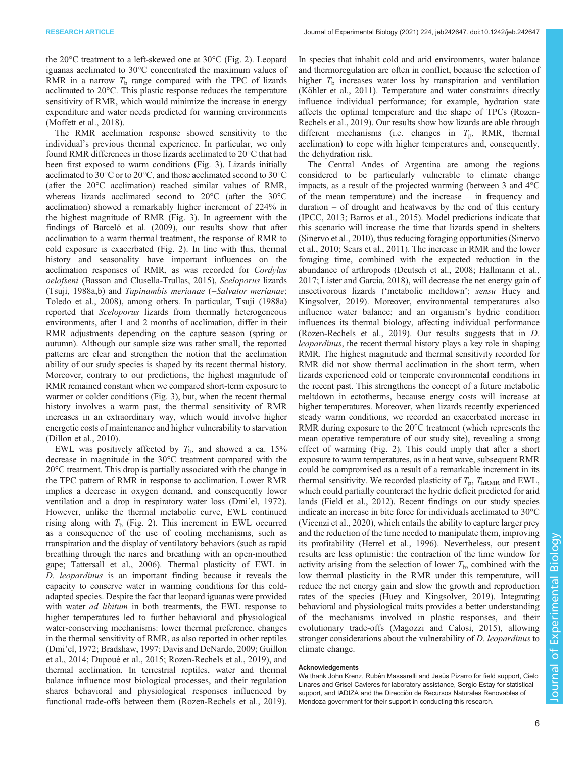the 20°C treatment to a left-skewed one at 30°C (Fig. 2). Leopard iguanas acclimated to 30°C concentrated the maximum values of RMR in a narrow $T_b$ range compared with the TPC of lizards acclimated to 20°C. This plastic response reduces the temperature sensitivity of RMR, which would minimize the increase in energy expenditure and water needs predicted for warming environments (Moffett et al., 2018).

The RMR acclimation response showed sensitivity to the individual's previous thermal experience. In particular, we only found RMR differences in those lizards acclimated to 20°C that had been first exposed to warm conditions (Fig. 3). Lizards initially acclimated to 30°C or to 20°C, and those acclimated second to 30°C (after the 20°C acclimation) reached similar values of RMR, whereas lizards acclimated second to 20°C (after the 30°C acclimation) showed a remarkably higher increment of 224% in the highest magnitude of RMR (Fig. 3). In agreement with the findings of Barceló et al. (2009), our results show that after acclimation to a warm thermal treatment, the response of RMR to cold exposure is exacerbated (Fig. 2). In line with this, thermal history and seasonality have important influences on the acclimation responses of RMR, as was recorded for *Cordylus oelofseni* (Basson and Clusella-Trullas, 2015), *Sceloporus* lizards (Tsuji, 1988a,b) and *Tupinambis merianae* (=*Salvator merianae*; Toledo et al., 2008), among others. In particular, Tsuji (1988a) reported that *Sceloporus* lizards from thermally heterogeneous environments, after 1 and 2 months of acclimation, differ in their RMR adjustments depending on the capture season (spring or autumn). Although our sample size was rather small, the reported patterns are clear and strengthen the notion that the acclimation ability of our study species is shaped by its recent thermal history. Moreover, contrary to our predictions, the highest magnitude of RMR remained constant when we compared short-term exposure to warmer or colder conditions (Fig. 3), but, when the recent thermal history involves a warm past, the thermal sensitivity of RMR increases in an extraordinary way, which would involve higher energetic costs of maintenance and higher vulnerability to starvation (Dillon et al., 2010).

EWL was positively affected by $T_b$, and showed a ca. 15% decrease in magnitude in the 30°C treatment compared with the 20°C treatment. This drop is partially associated with the change in the TPC pattern of RMR in response to acclimation. Lower RMR implies a decrease in oxygen demand, and consequently lower ventilation and a drop in respiratory water loss (Dmi'el, 1972). However, unlike the thermal metabolic curve, EWL continued rising along with $T_b$ (Fig. 2). This increment in EWL occurred as a consequence of the use of cooling mechanisms, such as transpiration and the display of ventilatory behaviors (such as rapid breathing through the nares and breathing with an open-mouthed gape; Tattersall et al., 2006). Thermal plasticity of EWL in *D. leopardinus* is an important finding because it reveals the capacity to conserve water in warming conditions for this cold-adapted species. Despite the fact that leopard iguanas were provided with water *ad libitum* in both treatments, the EWL response to higher temperatures led to further behavioral and physiological water-conserving mechanisms: lower thermal preference, changes in the thermal sensitivity of RMR, as also reported in other reptiles (Dmi'el, 1972; Bradshaw, 1997; Davis and DeNardo, 2009; Guillon et al., 2014; Dupoué et al., 2015; Rozen-Rechels et al., 2019), and thermal acclimation. In terrestrial reptiles, water and thermal balance influence most biological processes, and their regulation shares behavioral and physiological responses influenced by functional trade-offs between them (Rozen-Rechels et al., 2019). In species that inhabit cold and arid environments, water balance and thermoregulation are often in conflict, because the selection of higher $T_b$ increases water loss by transpiration and ventilation (Köhler et al., 2011). Temperature and water constraints directly influence individual performance; for example, hydration state affects the optimal temperature and the shape of TPCs (Rozen-Rechels et al., 2019). Our results show how lizards are able through different mechanisms (i.e. changes in $T_p$, RMR, thermal acclimation) to cope with higher temperatures and, consequently, the dehydration risk.

The Central Andes of Argentina are among the regions considered to be particularly vulnerable to climate change impacts, as a result of the projected warming (between 3 and 4°C of the mean temperature) and the increase – in frequency and duration – of drought and heatwaves by the end of this century (IPCC, 2013; Barros et al., 2015). Model predictions indicate that this scenario will increase the time that lizards spend in shelters (Sinervo et al., 2010), thus reducing foraging opportunities (Sinervo et al., 2010; Sears et al., 2011). The increase in RMR and the lower foraging time, combined with the expected reduction in the abundance of arthropods (Deutsch et al., 2008; Hallmann et al., 2017; Lister and Garcia, 2018), will decrease the net energy gain of insectivorous lizards ('metabolic meltdown'; *sensu* Huey and Kingsolver, 2019). Moreover, environmental temperatures also influence water balance; and an organism's hydric condition influences its thermal biology, affecting individual performance (Rozen-Rechels et al., 2019). Our results suggests that in *D. leopardinus*, the recent thermal history plays a key role in shaping RMR. The highest magnitude and thermal sensitivity recorded for RMR did not show thermal acclimation in the short term, when lizards experienced cold or temperate environmental conditions in the recent past. This strengthens the concept of a future metabolic meltdown in ectotherms, because energy costs will increase at higher temperatures. Moreover, when lizards recently experienced steady warm conditions, we recorded an exacerbated increase in RMR during exposure to the 20°C treatment (which represents the mean operative temperature of our study site), revealing a strong effect of warming (Fig. 2). This could imply that after a short exposure to warm temperatures, as in a heat wave, subsequent RMR could be compromised as a result of a remarkable increment in its thermal sensitivity. We recorded plasticity of $T_p$, $T_{hRMR}$ and EWL, which could partially counteract the hydric deficit predicted for arid lands (Field et al., 2012). Recent findings on our study species indicate an increase in bite force for individuals acclimated to 30°C (Vicenzi et al., 2020), which entails the ability to capture larger prey and the reduction of the time needed to manipulate them, improving its profitability (Herrel et al., 1996). Nevertheless, our present results are less optimistic: the contraction of the time window for activity arising from the selection of lower $T_b$, combined with the low thermal plasticity in the RMR under this temperature, will reduce the net energy gain and slow the growth and reproduction rates of the species (Huey and Kingsolver, 2019). Integrating behavioral and physiological traits provides a better understanding of the mechanisms involved in plastic responses, and their evolutionary trade-offs (Magozzi and Calosi, 2015), allowing stronger considerations about the vulnerability of *D. leopardinus* to climate change.

#### Acknowledgements

We thank John Krenz, Rubén Massarelli and Jesús Pizarro for field support, Cielo Linares and Grisel Cavieres for laboratory assistance, Sergio Estay for statistical support, and IADIZA and the Dirección de Recursos Naturales Renovables of Mendoza government for their support in conducting this research.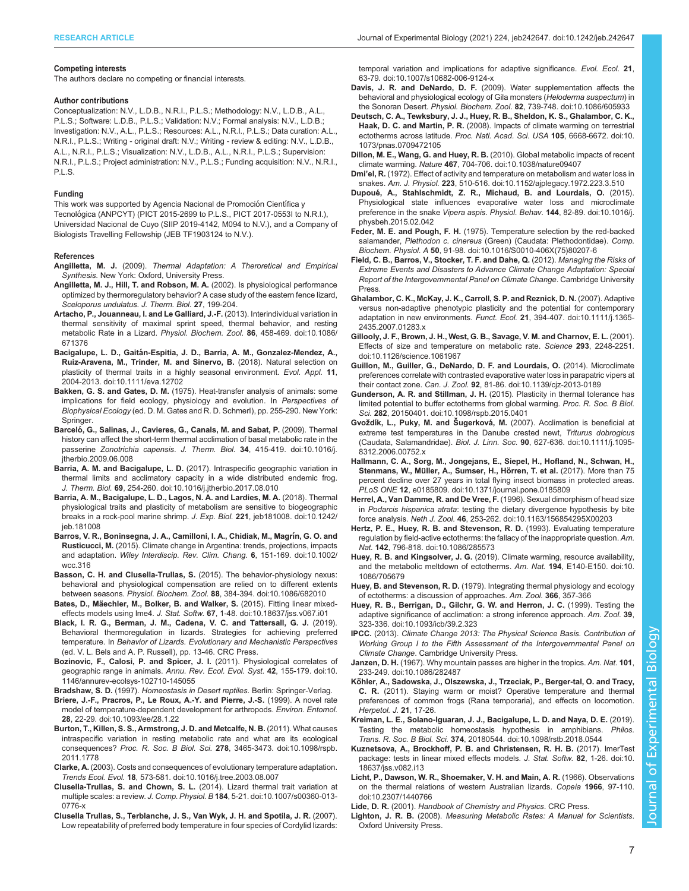#### Competing interests

The authors declare no competing or financial interests.

#### Author contributions

Conceptualization: N.V., L.D.B., N.R.I., P.L.S.; Methodology: N.V., L.D.B., A.L., P.L.S.; Software: L.D.B., P.L.S.; Validation: N.V.; Formal analysis: N.V., L.D.B.; Investigation: N.V., A.L., P.L.S.; Resources: A.L., N.R.I., P.L.S.; Data curation: A.L., N.R.I., P.L.S.; Writing - original draft: N.V.; Writing - review & editing: N.V., L.D.B., A.L., N.R.I., P.L.S.; Visualization: N.V., L.D.B., A.L., N.R.I., P.L.S.; Supervision: N.R.I., P.L.S.; Project administration: N.V., P.L.S.; Funding acquisition: N.V., N.R.I., P.L.S.

#### Funding

This work was supported by Agencia Nacional de Promoción Científica y Tecnológica (ANPCYT) (PICT 2015-2699 to P.L.S., PICT 2017-0553I to N.R.I.), Universidad Nacional de Cuyo (SIIP 2019-4142, M094 to N.V.), and a Company of Biologists Travelling Fellowship (JEB TF1903124 to N.V.).

#### References

**Angilletta, M. J.** (2009). *Thermal Adaptation: A Theroretical and Empirical Synthesis*. New York: Oxford, University Press.

**Angilletta, M. J., Hill, T. and Robson, M. A.** (2002). Is physiological performance optimized by thermoregulatory behavior? A case study of the eastern fence lizard, *Sceloporus undulatus*. *J. Therm. Biol.* **27**, 199-204.

**Artacho, P., Jouanneau, I. and Le Galliard, J.-F.** (2013). Interindividual variation in thermal sensitivity of maximal sprint speed, thermal behavior, and resting metabolic Rate in a Lizard. *Physiol. Biochem. Zool.* **86**, 458-469. doi:10.1086/671376

**Bacigalupe, L. D., Gaitán-Espitia, J. D., Barria, A. M., Gonzalez-Mendez, A., Ruiz-Aravena, M., Trinder, M. and Sinervo, B.** (2018). Natural selection on plasticity of thermal traits in a highly seasonal environment. *Evol. Appl.* **11**, 2004-2013. doi:10.1111/eva.12702

**Bakken, G. S. and Gates, D. M.** (1975). Heat-transfer analysis of animals: some implications for field ecology, physiology and evolution. In *Perspectives of Biophysical Ecology* (ed. D. M. Gates and R. D. Schmerl), pp. 255-290. New York: Springer.

**Barceló, G., Salinas, J., Cavieres, G., Canals, M. and Sabat, P.** (2009). Thermal history can affect the short-term thermal acclimation of basal metabolic rate in the passerine *Zonotrichia capensis*. *J. Therm. Biol.* **34**, 415-419. doi:10.1016/j.jtherbio.2009.06.008

**Barria, A. M. and Bacigalupe, L. D.** (2017). Intraspecific geographic variation in thermal limits and acclimatory capacity in a wide distributed endemic frog. *J. Therm. Biol.* **69**, 254-260. doi:10.1016/j.jtherbio.2017.08.010

**Barria, A. M., Bacigalupe, L. D., Lagos, N. A. and Lardies, M. A.** (2018). Thermal physiological traits and plasticity of metabolism are sensitive to biogeographic breaks in a rock-pool marine shrimp. *J. Exp. Biol.* **221**, jeb181008. doi:10.1242/jeb.181008

**Barros, V. R., Boninsegna, J. A., Camilloni, I. A., Chidiak, M., Magrín, G. O. and Rusticucci, M.** (2015). Climate change in Argentina: trends, projections, impacts and adaptation. *Wiley Interdiscip. Rev. Clim. Chang.* **6**, 151-169. doi:10.1002/wcc.316

**Basson, C. H. and Clusella-Trullas, S.** (2015). The behavior-physiology nexus: behavioral and physiological compensation are relied on to different extents between seasons. *Physiol. Biochem. Zool.* **88**, 384-394. doi:10.1086/682010

**Bates, D., Mäechler, M., Bolker, B. and Walker, S.** (2015). Fitting linear mixed-effects models using lme4. *J. Stat. Softw.* **67**, 1-48. doi:10.18637/jss.v067.i01

**Black, I. R. G., Berman, J. M., Cadena, V. C. and Tattersall, G. J.** (2019). Behavioral thermoregulation in lizards. Strategies for achieving preferred temperature. In *Behavior of Lizards. Evolutionary and Mechanistic Perspectives* (ed. V. L. Bels and A. P. Russell), pp. 13-46. CRC Press.

**Bozinovic, F., Calosi, P. and Spicer, J. I.** (2011). Physiological correlates of geographic range in animals. *Annu. Rev. Ecol. Evol. Syst.* **42**, 155-179. doi:10.1146/annurev-ecolsys-102710-145055

**Bradshaw, S. D.** (1997). *Homeostasis in Desert reptiles*. Berlin: Springer-Verlag.

**Briere, J.-F., Pracros, P., Le Roux, A.-Y. and Pierre, J.-S.** (1999). A novel rate model of temperature-dependent development for arthropods. *Environ. Entomol.* **28**, 22-29. doi:10.1093/ee/28.1.22

**Burton, T., Killen, S. S., Armstrong, J. D. and Metcalfe, N. B.** (2011). What causes intraspecific variation in resting metabolic rate and what are its ecological consequences? *Proc. R. Soc. B Biol. Sci.* **278**, 3465-3473. doi:10.1098/rspb.2011.1778

**Clarke, A.** (2003). Costs and consequences of evolutionary temperature adaptation. *Trends Ecol. Evol.* **18**, 573-581. doi:10.1016/j.tree.2003.08.007

**Clusella-Trullas, S. and Chown, S. L.** (2014). Lizard thermal trait variation at multiple scales: a review. *J. Comp. Physiol. B* **184**, 5-21. doi:10.1007/s00360-013-0776-x

**Clusella Trullas, S., Terblanche, J. S., Van Wyk, J. H. and Spotila, J. R.** (2007). Low repeatability of preferred body temperature in four species of Cordylid lizards: temporal variation and implications for adaptive significance. *Evol. Ecol.* **21**, 63-79. doi:10.1007/s10682-006-9124-x

**Davis, J. R. and DeNardo, D. F.** (2009). Water supplementation affects the behavioral and physiological ecology of Gila monsters (*Heloderma suspectum*) in the Sonoran Desert. *Physiol. Biochem. Zool.* **82**, 739-748. doi:10.1086/605933

**Deutsch, C. A., Tewksbury, J. J., Huey, R. B., Sheldon, K. S., Ghalambor, C. K., Haak, D. C. and Martin, P. R.** (2008). Impacts of climate warming on terrestrial ectotherms across latitude. *Proc. Natl. Acad. Sci. USA* **105**, 6668-6672. doi:10.1073/pnas.0709472105

**Dillon, M. E., Wang, G. and Huey, R. B.** (2010). Global metabolic impacts of recent climate warming. *Nature* **467**, 704-706. doi:10.1038/nature09407

**Dmi'el, R.** (1972). Effect of activity and temperature on metabolism and water loss in snakes. *Am. J. Physiol.* **223**, 510-516. doi:10.1152/ajplegacy.1972.223.3.510

**Dupoué, A., Stahlschmidt, Z. R., Michaud, B. and Lourdais, O.** (2015). Physiological state influences evaporative water loss and microclimate preference in the snake *Vipera aspis*. *Physiol. Behav.* **144**, 82-89. doi:10.1016/j.physbeh.2015.02.042

**Feder, M. E. and Pough, F. H.** (1975). Temperature selection by the red-backed salamander, *Plethodon c. cinereus* (Green) (Caudata: Plethodontidae). *Comp. Biochem. Physiol. A* **50**, 91-98. doi:10.1016/S0010-406X(75)80207-6

**Field, C. B., Barros, V., Stocker, T. F. and Dahe, Q.** (2012). *Managing the Risks of Extreme Events and Disasters to Advance Climate Change Adaptation: Special Report of the Intergovernmental Panel on Climate Change*. Cambridge University Press.

**Ghalambor, C. K., McKay, J. K., Carroll, S. P. and Reznick, D. N.** (2007). Adaptive versus non-adaptive phenotypic plasticity and the potential for contemporary adaptation in new environments. *Funct. Ecol.* **21**, 394-407. doi:10.1111/j.1365-2435.2007.01283.x

**Gillooly, J. F., Brown, J. H., West, G. B., Savage, V. M. and Charnov, E. L.** (2001). Effects of size and temperature on metabolic rate. *Science* **293**, 2248-2251. doi:10.1126/science.1061967

**Guillon, M., Guiller, G., DeNardo, D. F. and Lourdais, O.** (2014). Microclimate preferences correlate with contrasted evaporative water loss in parapatric vipers at their contact zone. *Can. J. Zool.* **92**, 81-86. doi:10.1139/cjz-2013-0189

**Gunderson, A. R. and Stillman, J. H.** (2015). Plasticity in thermal tolerance has limited potential to buffer ectotherms from global warming. *Proc. R. Soc. B Biol. Sci.* **282**, 20150401. doi:10.1098/rspb.2015.0401

**Gvoždík, L., Puky, M. and Šugerková, M.** (2007). Acclimation is beneficial at extreme test temperatures in the Danube crested newt, *Triturus dobrogicus* (Caudata, Salamandridae). *Biol. J. Linn. Soc.* **90**, 627-636. doi:10.1111/j.1095-8312.2006.00752.x

**Hallmann, C. A., Sorg, M., Jongejans, E., Siepel, H., Hofland, N., Schwan, H., Stenmans, W., Müller, A., Sumser, H., Hörren, T. et al.** (2017). More than 75 percent decline over 27 years in total flying insect biomass in protected areas. *PLoS ONE* **12**, e0185809. doi:10.1371/journal.pone.0185809

**Herrel, A., Van Damme, R. and De Vree, F.** (1996). Sexual dimorphism of head size in *Podarcis hispanica atrata*: testing the dietary divergence hypothesis by bite force analysis. *Neth J. Zool.* **46**, 253-262. doi:10.1163/156854295X00203

**Hertz, P. E., Huey, R. B. and Stevenson, R. D.** (1993). Evaluating temperature regulation by field-active ectotherms: the fallacy of the inappropriate question. *Am. Nat.* **142**, 796-818. doi:10.1086/285573

**Huey, R. B. and Kingsolver, J. G.** (2019). Climate warming, resource availability, and the metabolic meltdown of ectotherms. *Am. Nat.* **194**, E140-E150. doi:10.1086/705679

**Huey, B. and Stevenson, R. D.** (1979). Integrating thermal physiology and ecology of ectotherms: a discussion of approaches. *Am. Zool.* **366**, 357-366

**Huey, R. B., Berrigan, D., Gilchr, G. W. and Herron, J. C.** (1999). Testing the adaptive significance of acclimation: a strong inference approach. *Am. Zool.* **39**, 323-336. doi:10.1093/icb/39.2.323

**IPCC.** (2013). *Climate Change 2013: The Physical Science Basis. Contribution of Working Group I to the Fifth Assessment of the Intergovernmental Panel on Climate Change*. Cambridge University Press.

**Janzen, D. H.** (1967). Why mountain passes are higher in the tropics. *Am. Nat.* **101**, 233-249. doi:10.1086/282487

**Köhler, A., Sadowska, J., Olszewska, J., Trzeciak, P., Berger-tal, O. and Tracy, C. R.** (2011). Staying warm or moist? Operative temperature and thermal preferences of common frogs (Rana temporaria), and effects on locomotion. *Herpetol. J.* **21**, 17-26.

**Kreiman, L. E., Solano-Iguaran, J. J., Bacigalupe, L. D. and Naya, D. E.** (2019). Testing the metabolic homeostasis hypothesis in amphibians. *Philos. Trans. R. Soc. B Biol. Sci.* **374**, 20180544. doi:10.1098/rstb.2018.0544

**Kuznetsova, A., Brockhoff, P. B. and Christensen, R. H. B.** (2017). lmerTest package: tests in linear mixed effects models. *J. Stat. Softw.* **82**, 1-26. doi:10.18637/jss.v082.i13

**Licht, P., Dawson, W. R., Shoemaker, V. H. and Main, A. R.** (1966). Observations on the thermal relations of western Australian lizards. *Copeia* **1966**, 97-110. doi:10.2307/1440766

**Lide, D. R.** (2001). *Handbook of Chemistry and Physics*. CRC Press.

**Lighton, J. R. B.** (2008). *Measuring Metabolic Rates: A Manual for Scientists*. Oxford University Press.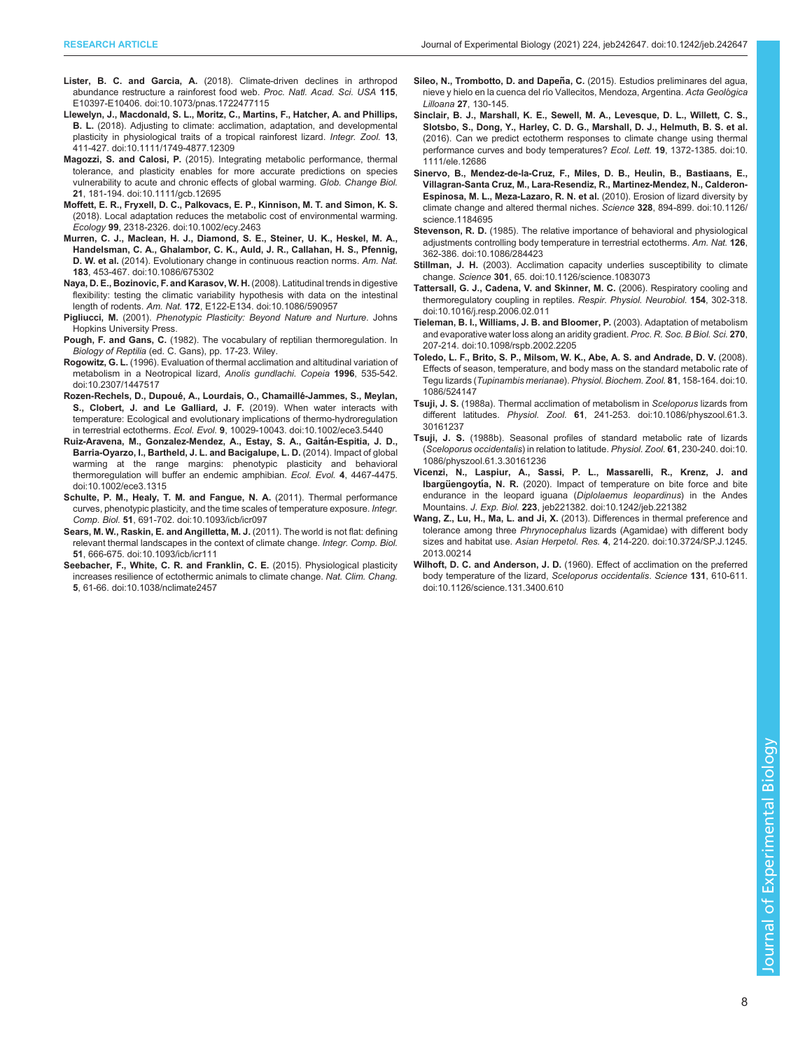**Lister, B. C. and Garcia, A.** (2018). Climate-driven declines in arthropod abundance restructure a rainforest food web. *Proc. Natl. Acad. Sci. USA* **115**, E10397-E10406. doi:10.1073/pnas.1722477115

**Llewelyn, J., Macdonald, S. L., Moritz, C., Martins, F., Hatcher, A. and Phillips, B. L.** (2018). Adjusting to climate: acclimation, adaptation, and developmental plasticity in physiological traits of a tropical rainforest lizard. *Integr. Zool.* **13**, 411-427. doi:10.1111/1749-4877.12309

**Magozzi, S. and Calosi, P.** (2015). Integrating metabolic performance, thermal tolerance, and plasticity enables for more accurate predictions on species vulnerability to acute and chronic effects of global warming. *Glob. Change Biol.* **21**, 181-194. doi:10.1111/gcb.12695

**Moffett, E. R., Fryxell, D. C., Palkovacs, E. P., Kinnison, M. T. and Simon, K. S.** (2018). Local adaptation reduces the metabolic cost of environmental warming. *Ecology* **99**, 2318-2326. doi:10.1002/ecy.2463

**Murren, C. J., Maclean, H. J., Diamond, S. E., Steiner, U. K., Heskel, M. A., Handelsman, C. A., Ghalambor, C. K., Auld, J. R., Callahan, H. S., Pfennig, D. W. et al.** (2014). Evolutionary change in continuous reaction norms. *Am. Nat.* **183**, 453-467. doi:10.1086/675302

**Naya, D. E., Bozinovic, F. and Karasov, W. H.** (2008). Latitudinal trends in digestive flexibility: testing the climatic variability hypothesis with data on the intestinal length of rodents. *Am. Nat.* **172**, E122-E134. doi:10.1086/590957

**Pigliucci, M.** (2001). *Phenotypic Plasticity: Beyond Nature and Nurture*. Johns Hopkins University Press.

**Pough, F. and Gans, C.** (1982). The vocabulary of reptilian thermoregulation. In *Biology of Reptilia* (ed. C. Gans), pp. 17-23. Wiley.

**Rogowitz, G. L.** (1996). Evaluation of thermal acclimation and altitudinal variation of metabolism in a Neotropical lizard, *Anolis gundlachi*. *Copeia* **1996**, 535-542. doi:10.2307/1447517

**Rozen-Rechels, D., Dupoué, A., Lourdais, O., Chamaillé-Jammes, S., Meylan, S., Clobert, J. and Le Galliard, J. F.** (2019). When water interacts with temperature: Ecological and evolutionary implications of thermo-hydroregulation in terrestrial ectotherms. *Ecol. Evol.* **9**, 10029-10043. doi:10.1002/ece3.5440

**Ruiz-Aravena, M., Gonzalez-Mendez, A., Estay, S. A., Gaitán-Espitia, J. D., Barria-Oyarzo, I., Bartheld, J. L. and Bacigalupe, L. D.** (2014). Impact of global warming at the range margins: phenotypic plasticity and behavioral thermoregulation will buffer an endemic amphibian. *Ecol. Evol.* **4**, 4467-4475. doi:10.1002/ece3.1315

**Schulte, P. M., Healy, T. M. and Fangue, N. A.** (2011). Thermal performance curves, phenotypic plasticity, and the time scales of temperature exposure. *Integr. Comp. Biol.* **51**, 691-702. doi:10.1093/icb/icr097

**Sears, M. W., Raskin, E. and Angilletta, M. J.** (2011). The world is not flat: defining relevant thermal landscapes in the context of climate change. *Integr. Comp. Biol.* **51**, 666-675. doi:10.1093/icb/icr111

**Seebacher, F., White, C. R. and Franklin, C. E.** (2015). Physiological plasticity increases resilience of ectothermic animals to climate change. *Nat. Clim. Chang.* **5**, 61-66. doi:10.1038/nclimate2457

**Sileo, N., Trombotto, D. and Dapeña, C.** (2015). Estudios preliminares del agua, nieve y hielo en la cuenca del río Vallecitos, Mendoza, Argentina. *Acta Geológica Lilloana* **27**, 130-145.

**Sinclair, B. J., Marshall, K. E., Sewell, M. A., Levesque, D. L., Willett, C. S., Slotsbo, S., Dong, Y., Harley, C. D. G., Marshall, D. J., Helmuth, B. S. et al.** (2016). Can we predict ectotherm responses to climate change using thermal performance curves and body temperatures? *Ecol. Lett.* **19**, 1372-1385. doi:10.1111/ele.12686

**Sinervo, B., Mendez-de-la-Cruz, F., Miles, D. B., Heulin, B., Bastiaans, E., Villagran-Santa Cruz, M., Lara-Resendiz, R., Martinez-Mendez, N., Calderon-Espinosa, M. L., Meza-Lazaro, R. N. et al.** (2010). Erosion of lizard diversity by climate change and altered thermal niches. *Science* **328**, 894-899. doi:10.1126/science.1184695

**Stevenson, R. D.** (1985). The relative importance of behavioral and physiological adjustments controlling body temperature in terrestrial ectotherms. *Am. Nat.* **126**, 362-386. doi:10.1086/284423

**Stillman, J. H.** (2003). Acclimation capacity underlies susceptibility to climate change. *Science* **301**, 65. doi:10.1126/science.1083073

**Tattersall, G. J., Cadena, V. and Skinner, M. C.** (2006). Respiratory cooling and thermoregulatory coupling in reptiles. *Respir. Physiol. Neurobiol.* **154**, 302-318. doi:10.1016/j.resp.2006.02.011

**Tieleman, B. I., Williams, J. B. and Bloomer, P.** (2003). Adaptation of metabolism and evaporative water loss along an aridity gradient. *Proc. R. Soc. B Biol. Sci.* **270**, 207-214. doi:10.1098/rspb.2002.2205

**Toledo, L. F., Brito, S. P., Milsom, W. K., Abe, A. S. and Andrade, D. V.** (2008). Effects of season, temperature, and body mass on the standard metabolic rate of Tegu lizards (*Tupinambis merianae*). *Physiol. Biochem. Zool.* **81**, 158-164. doi:10.1086/524147

**Tsuji, J. S.** (1988a). Thermal acclimation of metabolism in *Sceloporus* lizards from different latitudes. *Physiol. Zool.* **61**, 241-253. doi:10.1086/physzool.61.3.30161237

**Tsuji, J. S.** (1988b). Seasonal profiles of standard metabolic rate of lizards (*Sceloporus occidentalis*) in relation to latitude. *Physiol. Zool.* **61**, 230-240. doi:10.1086/physzool.61.3.30161236

**Vicenzi, N., Laspiur, A., Sassi, P. L., Massarelli, R., Krenz, J. and Ibargüengoytía, N. R.** (2020). Impact of temperature on bite force and bite endurance in the leopard iguana (*Diplolaemus leopardinus*) in the Andes Mountains. *J. Exp. Biol.* **223**, jeb221382. doi:10.1242/jeb.221382

**Wang, Z., Lu, H., Ma, L. and Ji, X.** (2013). Differences in thermal preference and tolerance among three *Phrynocephalus* lizards (Agamidae) with different body sizes and habitat use. *Asian Herpetol. Res.* **4**, 214-220. doi:10.3724/SP.J.1245.2013.00214

**Wilhoft, D. C. and Anderson, J. D.** (1960). Effect of acclimation on the preferred body temperature of the lizard, *Sceloporus occidentalis*. *Science* **131**, 610-611. doi:10.1126/science.131.3400.610